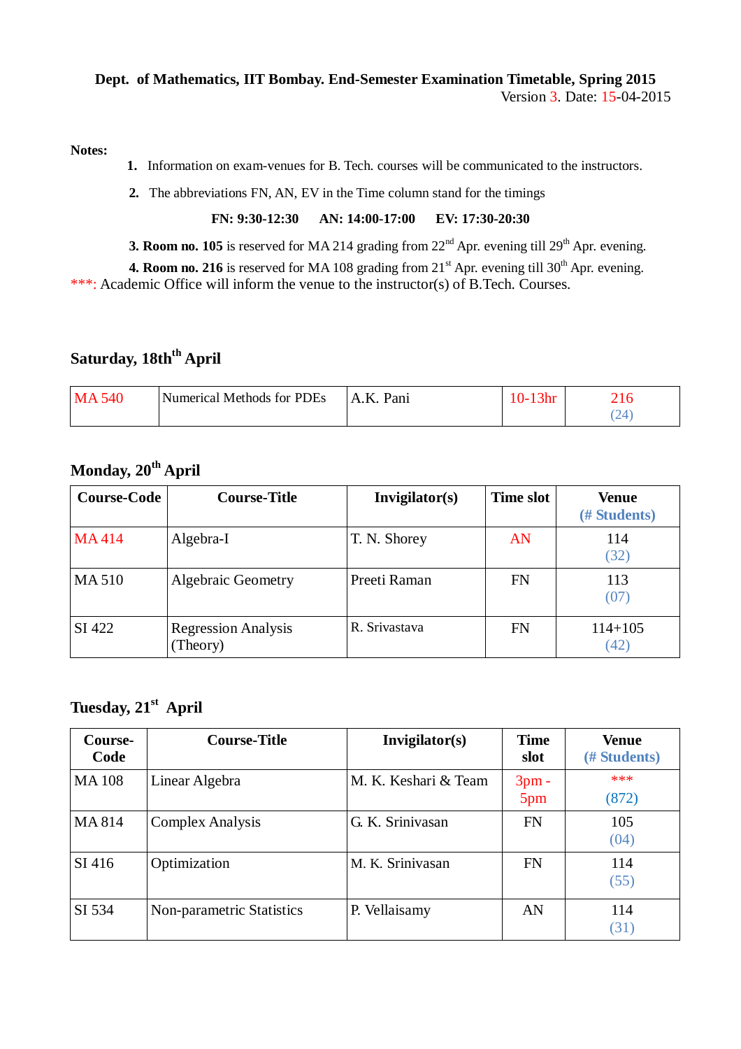**Dept. of Mathematics, IIT Bombay. End-Semester Examination Timetable, Spring 2015**

Version 3. Date: 15-04-2015

**Notes:**

1. Information on exam-venues for B. Tech. courses will be communicated to the instructors.
2. The abbreviations FN, AN, EV in the Time column stand for the timings

   **FN: 9:30-12:30 AN: 14:00-17:00 EV: 17:30-20:30**

3. **Room no. 105** is reserved for MA 214 grading from 22nd Apr. evening till 29th Apr. evening.
4. **Room no. 216** is reserved for MA 108 grading from 21st Apr. evening till 30th Apr. evening.

***: Academic Office will inform the venue to the instructor(s) of B.Tech. Courses.

## Saturday, 18th April

| | | | | |
|---|---|---|---|---|
| MA 540 | Numerical Methods for PDEs | A.K. Pani | 10-13hr | 216 (24) |

## Monday, 20th April

| Course-Code | Course-Title | Invigilator(s) | Time slot | Venue (# Students) |
|---|---|---|---|---|
| MA 414 | Algebra-I | T. N. Shorey | AN | 114 (32) |
| MA 510 | Algebraic Geometry | Preeti Raman | FN | 113 (07) |
| SI 422 | Regression Analysis (Theory) | R. Srivastava | FN | 114+105 (42) |

## Tuesday, 21st April

| Course-Code | Course-Title | Invigilator(s) | Time slot | Venue (# Students) |
|---|---|---|---|---|
| MA 108 | Linear Algebra | M. K. Keshari & Team | 3pm - 5pm | *** (872) |
| MA 814 | Complex Analysis | G. K. Srinivasan | FN | 105 (04) |
| SI 416 | Optimization | M. K. Srinivasan | FN | 114 (55) |
| SI 534 | Non-parametric Statistics | P. Vellaisamy | AN | 114 (31) |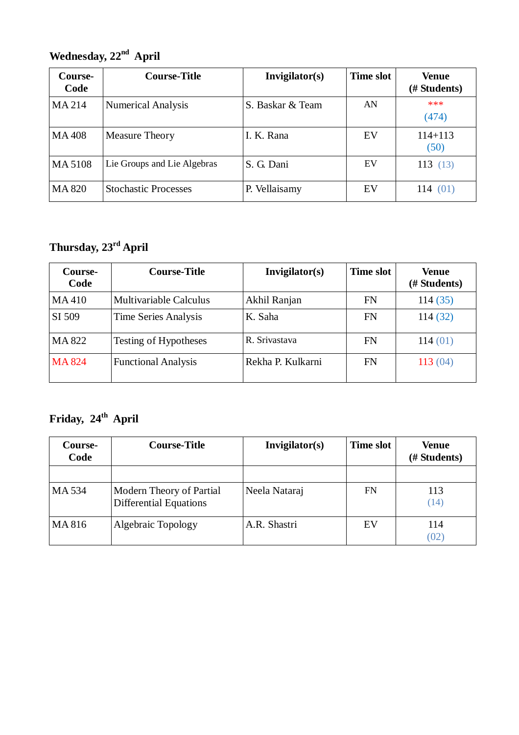**Wednesday, 22nd April**

| Course-Code | Course-Title | Invigilator(s) | Time slot | Venue (# Students) |
|---|---|---|---|---|
| MA 214 | Numerical Analysis | S. Baskar & Team | AN | *** (474) |
| MA 408 | Measure Theory | I. K. Rana | EV | 114+113 (50) |
| MA 5108 | Lie Groups and Lie Algebras | S. G. Dani | EV | 113 (13) |
| MA 820 | Stochastic Processes | P. Vellaisamy | EV | 114 (01) |

**Thursday, 23rd April**

| Course-Code | Course-Title | Invigilator(s) | Time slot | Venue (# Students) |
|---|---|---|---|---|
| MA 410 | Multivariable Calculus | Akhil Ranjan | FN | 114 (35) |
| SI 509 | Time Series Analysis | K. Saha | FN | 114 (32) |
| MA 822 | Testing of Hypotheses | R. Srivastava | FN | 114 (01) |
| MA 824 | Functional Analysis | Rekha P. Kulkarni | FN | 113 (04) |

**Friday, 24th April**

| Course-Code | Course-Title | Invigilator(s) | Time slot | Venue (# Students) |
|---|---|---|---|---|
| | | | | |
| MA 534 | Modern Theory of Partial Differential Equations | Neela Nataraj | FN | 113 (14) |
| MA 816 | Algebraic Topology | A.R. Shastri | EV | 114 (02) |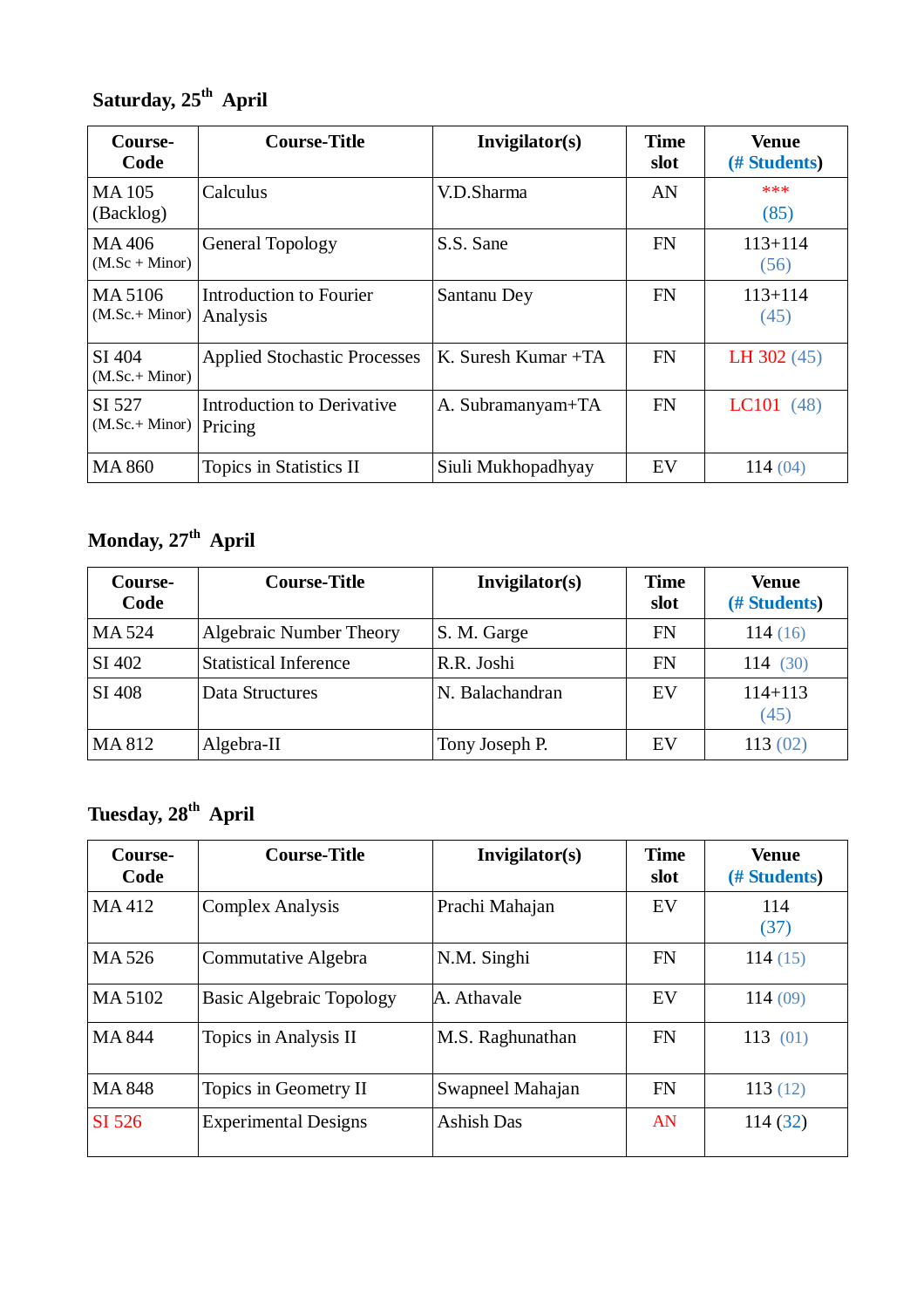**Saturday, 25th April**

| Course-Code | Course-Title | Invigilator(s) | Time slot | Venue (# Students) |
|---|---|---|---|---|
| MA 105 (Backlog) | Calculus | V.D.Sharma | AN | *** (85) |
| MA 406 (M.Sc + Minor) | General Topology | S.S. Sane | FN | 113+114 (56) |
| MA 5106 (M.Sc.+ Minor) | Introduction to Fourier Analysis | Santanu Dey | FN | 113+114 (45) |
| SI 404 (M.Sc.+ Minor) | Applied Stochastic Processes | K. Suresh Kumar +TA | FN | LH 302 (45) |
| SI 527 (M.Sc.+ Minor) | Introduction to Derivative Pricing | A. Subramanyam+TA | FN | LC101 (48) |
| MA 860 | Topics in Statistics II | Siuli Mukhopadhyay | EV | 114 (04) |

**Monday, 27th April**

| Course-Code | Course-Title | Invigilator(s) | Time slot | Venue (# Students) |
|---|---|---|---|---|
| MA 524 | Algebraic Number Theory | S. M. Garge | FN | 114 (16) |
| SI 402 | Statistical Inference | R.R. Joshi | FN | 114 (30) |
| SI 408 | Data Structures | N. Balachandran | EV | 114+113 (45) |
| MA 812 | Algebra-II | Tony Joseph P. | EV | 113 (02) |

**Tuesday, 28th April**

| Course-Code | Course-Title | Invigilator(s) | Time slot | Venue (# Students) |
|---|---|---|---|---|
| MA 412 | Complex Analysis | Prachi Mahajan | EV | 114 (37) |
| MA 526 | Commutative Algebra | N.M. Singhi | FN | 114 (15) |
| MA 5102 | Basic Algebraic Topology | A. Athavale | EV | 114 (09) |
| MA 844 | Topics in Analysis II | M.S. Raghunathan | FN | 113 (01) |
| MA 848 | Topics in Geometry II | Swapneel Mahajan | FN | 113 (12) |
| SI 526 | Experimental Designs | Ashish Das | AN | 114 (32) |